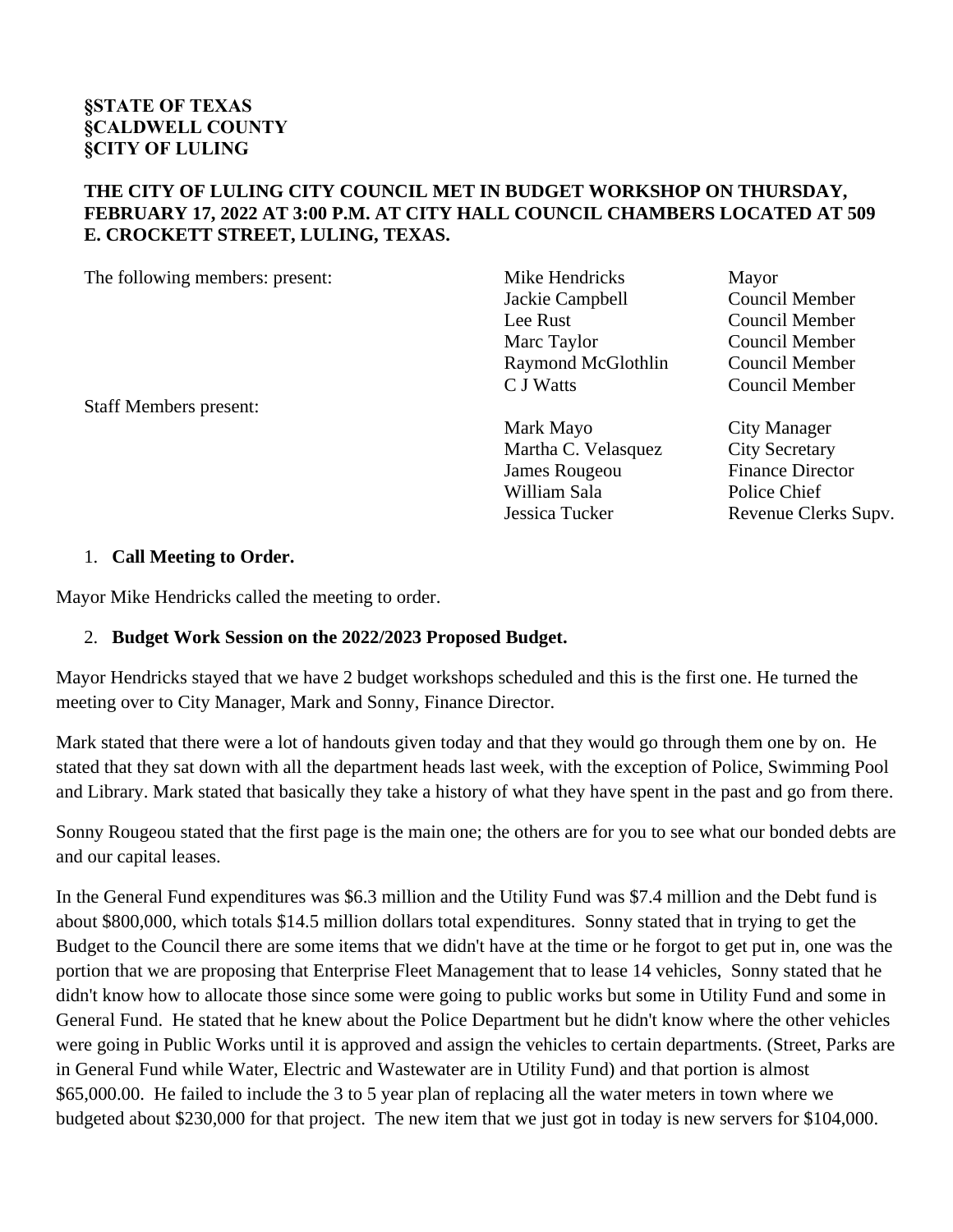**§STATE OF TEXAS**
**§CALDWELL COUNTY**
**§CITY OF LULING**

**THE CITY OF LULING CITY COUNCIL MET IN BUDGET WORKSHOP ON THURSDAY, FEBRUARY 17, 2022 AT 3:00 P.M. AT CITY HALL COUNCIL CHAMBERS LOCATED AT 509 E. CROCKETT STREET, LULING, TEXAS.**

| | | |
|---|---|---|
| The following members: present: | Mike Hendricks | Mayor |
| | Jackie Campbell | Council Member |
| | Lee Rust | Council Member |
| | Marc Taylor | Council Member |
| | Raymond McGlothlin | Council Member |
| | C J Watts | Council Member |
| Staff Members present: | | |
| | Mark Mayo | City Manager |
| | Martha C. Velasquez | City Secretary |
| | James Rougeou | Finance Director |
| | William Sala | Police Chief |
| | Jessica Tucker | Revenue Clerks Supv. |

1. **Call Meeting to Order.**

Mayor Mike Hendricks called the meeting to order.

2. **Budget Work Session on the 2022/2023 Proposed Budget.**

Mayor Hendricks stayed that we have 2 budget workshops scheduled and this is the first one. He turned the meeting over to City Manager, Mark and Sonny, Finance Director.

Mark stated that there were a lot of handouts given today and that they would go through them one by on. He stated that they sat down with all the department heads last week, with the exception of Police, Swimming Pool and Library. Mark stated that basically they take a history of what they have spent in the past and go from there.

Sonny Rougeou stated that the first page is the main one; the others are for you to see what our bonded debts are and our capital leases.

In the General Fund expenditures was $6.3 million and the Utility Fund was $7.4 million and the Debt fund is about $800,000, which totals $14.5 million dollars total expenditures. Sonny stated that in trying to get the Budget to the Council there are some items that we didn't have at the time or he forgot to get put in, one was the portion that we are proposing that Enterprise Fleet Management that to lease 14 vehicles, Sonny stated that he didn't know how to allocate those since some were going to public works but some in Utility Fund and some in General Fund. He stated that he knew about the Police Department but he didn't know where the other vehicles were going in Public Works until it is approved and assign the vehicles to certain departments. (Street, Parks are in General Fund while Water, Electric and Wastewater are in Utility Fund) and that portion is almost $65,000.00. He failed to include the 3 to 5 year plan of replacing all the water meters in town where we budgeted about $230,000 for that project. The new item that we just got in today is new servers for $104,000.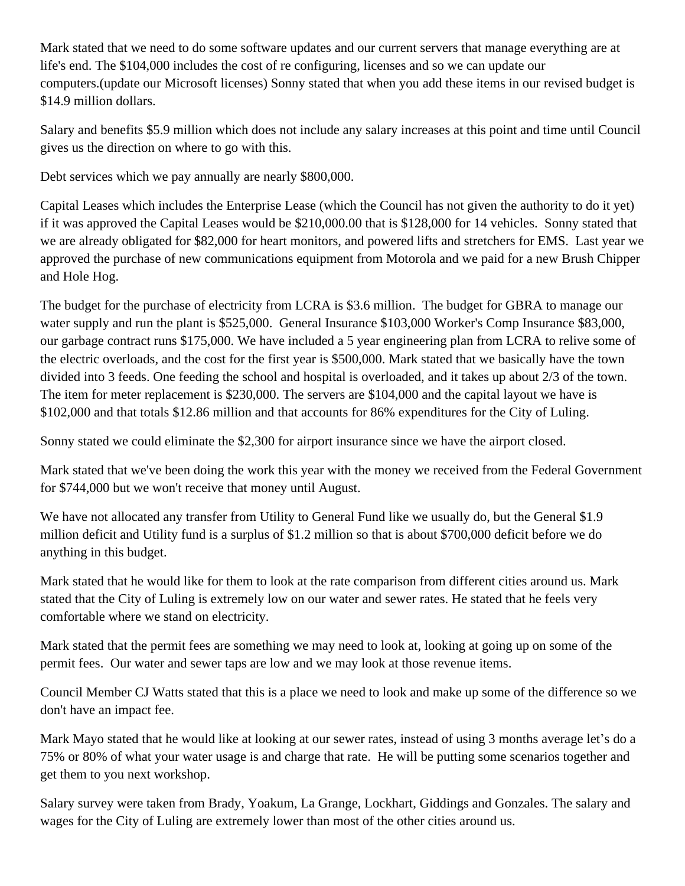Mark stated that we need to do some software updates and our current servers that manage everything are at life's end. The $104,000 includes the cost of re configuring, licenses and so we can update our computers.(update our Microsoft licenses) Sonny stated that when you add these items in our revised budget is $14.9 million dollars.

Salary and benefits $5.9 million which does not include any salary increases at this point and time until Council gives us the direction on where to go with this.

Debt services which we pay annually are nearly $800,000.

Capital Leases which includes the Enterprise Lease (which the Council has not given the authority to do it yet) if it was approved the Capital Leases would be $210,000.00 that is $128,000 for 14 vehicles. Sonny stated that we are already obligated for $82,000 for heart monitors, and powered lifts and stretchers for EMS. Last year we approved the purchase of new communications equipment from Motorola and we paid for a new Brush Chipper and Hole Hog.

The budget for the purchase of electricity from LCRA is $3.6 million. The budget for GBRA to manage our water supply and run the plant is $525,000. General Insurance $103,000 Worker's Comp Insurance $83,000, our garbage contract runs $175,000. We have included a 5 year engineering plan from LCRA to relive some of the electric overloads, and the cost for the first year is $500,000. Mark stated that we basically have the town divided into 3 feeds. One feeding the school and hospital is overloaded, and it takes up about 2/3 of the town. The item for meter replacement is $230,000. The servers are $104,000 and the capital layout we have is $102,000 and that totals $12.86 million and that accounts for 86% expenditures for the City of Luling.

Sonny stated we could eliminate the $2,300 for airport insurance since we have the airport closed.

Mark stated that we've been doing the work this year with the money we received from the Federal Government for $744,000 but we won't receive that money until August.

We have not allocated any transfer from Utility to General Fund like we usually do, but the General $1.9 million deficit and Utility fund is a surplus of $1.2 million so that is about $700,000 deficit before we do anything in this budget.

Mark stated that he would like for them to look at the rate comparison from different cities around us. Mark stated that the City of Luling is extremely low on our water and sewer rates. He stated that he feels very comfortable where we stand on electricity.

Mark stated that the permit fees are something we may need to look at, looking at going up on some of the permit fees. Our water and sewer taps are low and we may look at those revenue items.

Council Member CJ Watts stated that this is a place we need to look and make up some of the difference so we don't have an impact fee.

Mark Mayo stated that he would like at looking at our sewer rates, instead of using 3 months average let's do a 75% or 80% of what your water usage is and charge that rate. He will be putting some scenarios together and get them to you next workshop.

Salary survey were taken from Brady, Yoakum, La Grange, Lockhart, Giddings and Gonzales. The salary and wages for the City of Luling are extremely lower than most of the other cities around us.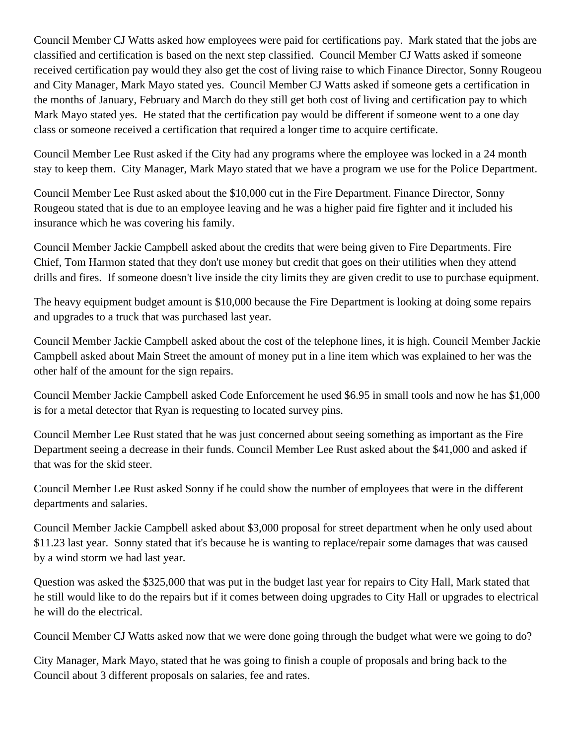Council Member CJ Watts asked how employees were paid for certifications pay. Mark stated that the jobs are classified and certification is based on the next step classified. Council Member CJ Watts asked if someone received certification pay would they also get the cost of living raise to which Finance Director, Sonny Rougeou and City Manager, Mark Mayo stated yes. Council Member CJ Watts asked if someone gets a certification in the months of January, February and March do they still get both cost of living and certification pay to which Mark Mayo stated yes. He stated that the certification pay would be different if someone went to a one day class or someone received a certification that required a longer time to acquire certificate.

Council Member Lee Rust asked if the City had any programs where the employee was locked in a 24 month stay to keep them. City Manager, Mark Mayo stated that we have a program we use for the Police Department.

Council Member Lee Rust asked about the $10,000 cut in the Fire Department. Finance Director, Sonny Rougeou stated that is due to an employee leaving and he was a higher paid fire fighter and it included his insurance which he was covering his family.

Council Member Jackie Campbell asked about the credits that were being given to Fire Departments. Fire Chief, Tom Harmon stated that they don't use money but credit that goes on their utilities when they attend drills and fires. If someone doesn't live inside the city limits they are given credit to use to purchase equipment.

The heavy equipment budget amount is $10,000 because the Fire Department is looking at doing some repairs and upgrades to a truck that was purchased last year.

Council Member Jackie Campbell asked about the cost of the telephone lines, it is high. Council Member Jackie Campbell asked about Main Street the amount of money put in a line item which was explained to her was the other half of the amount for the sign repairs.

Council Member Jackie Campbell asked Code Enforcement he used $6.95 in small tools and now he has $1,000 is for a metal detector that Ryan is requesting to located survey pins.

Council Member Lee Rust stated that he was just concerned about seeing something as important as the Fire Department seeing a decrease in their funds. Council Member Lee Rust asked about the $41,000 and asked if that was for the skid steer.

Council Member Lee Rust asked Sonny if he could show the number of employees that were in the different departments and salaries.

Council Member Jackie Campbell asked about $3,000 proposal for street department when he only used about $11.23 last year. Sonny stated that it's because he is wanting to replace/repair some damages that was caused by a wind storm we had last year.

Question was asked the $325,000 that was put in the budget last year for repairs to City Hall, Mark stated that he still would like to do the repairs but if it comes between doing upgrades to City Hall or upgrades to electrical he will do the electrical.

Council Member CJ Watts asked now that we were done going through the budget what were we going to do?

City Manager, Mark Mayo, stated that he was going to finish a couple of proposals and bring back to the Council about 3 different proposals on salaries, fee and rates.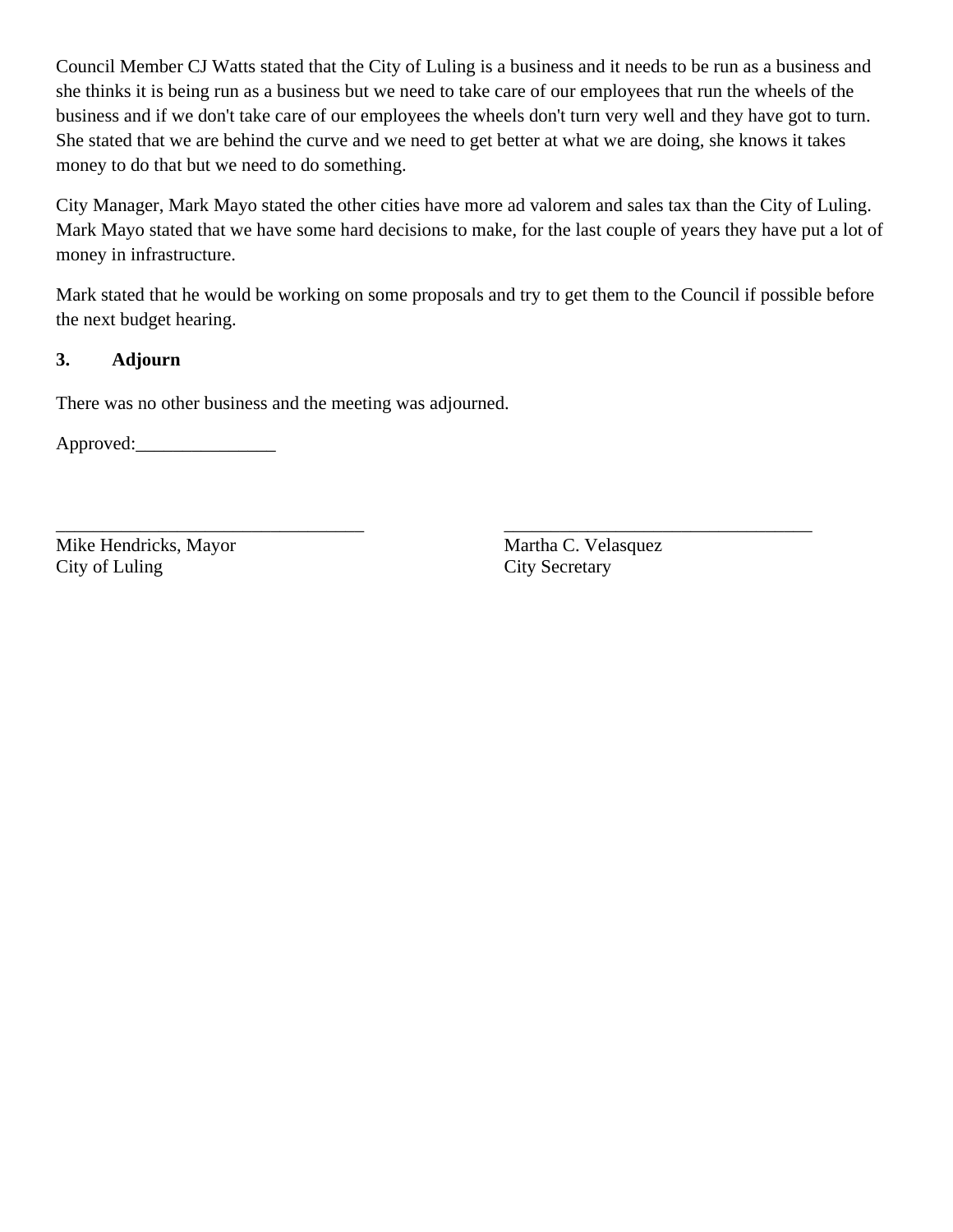Council Member CJ Watts stated that the City of Luling is a business and it needs to be run as a business and she thinks it is being run as a business but we need to take care of our employees that run the wheels of the business and if we don't take care of our employees the wheels don't turn very well and they have got to turn. She stated that we are behind the curve and we need to get better at what we are doing, she knows it takes money to do that but we need to do something.

City Manager, Mark Mayo stated the other cities have more ad valorem and sales tax than the City of Luling. Mark Mayo stated that we have some hard decisions to make, for the last couple of years they have put a lot of money in infrastructure.

Mark stated that he would be working on some proposals and try to get them to the Council if possible before the next budget hearing.

**3. Adjourn**

There was no other business and the meeting was adjourned.

Approved:_______________

__________________________________
Mike Hendricks, Mayor
City of Luling

__________________________________
Martha C. Velasquez
City Secretary